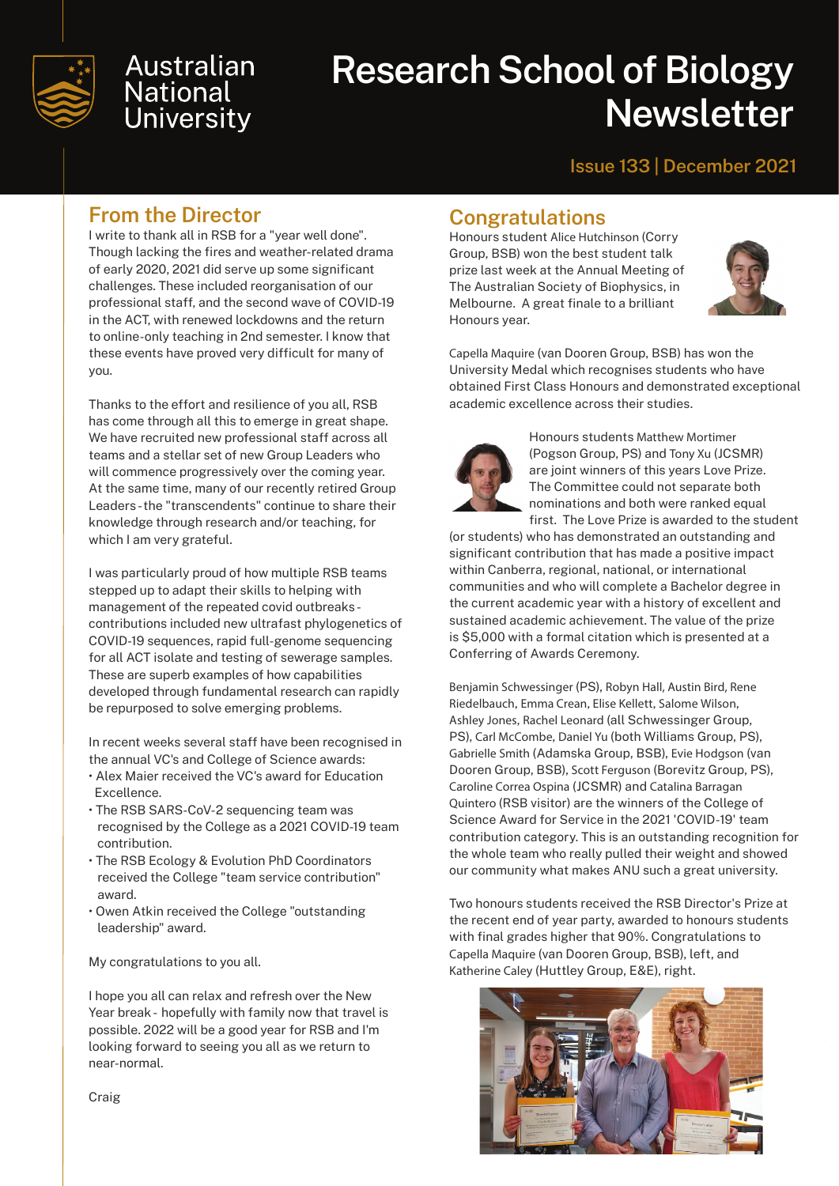# Research School of Biology Newsletter

Australian National University

Issue 133 | December 2021

## From the Director

I write to thank all in RSB for a "year well done". Though lacking the fires and weather-related drama of early 2020, 2021 did serve up some significant challenges. These included reorganisation of our professional staff, and the second wave of COVID-19 in the ACT, with renewed lockdowns and the return to online-only teaching in 2nd semester. I know that these events have proved very difficult for many of you.

Thanks to the effort and resilience of you all, RSB has come through all this to emerge in great shape. We have recruited new professional staff across all teams and a stellar set of new Group Leaders who will commence progressively over the coming year. At the same time, many of our recently retired Group Leaders - the "transcendents" continue to share their knowledge through research and/or teaching, for which I am very grateful.

I was particularly proud of how multiple RSB teams stepped up to adapt their skills to helping with management of the repeated covid outbreaks - contributions included new ultrafast phylogenetics of COVID-19 sequences, rapid full-genome sequencing for all ACT isolate and testing of sewerage samples. These are superb examples of how capabilities developed through fundamental research can rapidly be repurposed to solve emerging problems.

In recent weeks several staff have been recognised in the annual VC's and College of Science awards:

- Alex Maier received the VC's award for Education Excellence.
- The RSB SARS-CoV-2 sequencing team was recognised by the College as a 2021 COVID-19 team contribution.
- The RSB Ecology & Evolution PhD Coordinators received the College "team service contribution" award.
- Owen Atkin received the College "outstanding leadership" award.

My congratulations to you all.

I hope you all can relax and refresh over the New Year break - hopefully with family now that travel is possible. 2022 will be a good year for RSB and I'm looking forward to seeing you all as we return to near-normal.

Craig

## Congratulations

Honours student Alice Hutchinson (Corry Group, BSB) won the best student talk prize last week at the Annual Meeting of The Australian Society of Biophysics, in Melbourne. A great finale to a brilliant Honours year.

Capella Maquire (van Dooren Group, BSB) has won the University Medal which recognises students who have obtained First Class Honours and demonstrated exceptional academic excellence across their studies.

Honours students Matthew Mortimer (Pogson Group, PS) and Tony Xu (JCSMR) are joint winners of this years Love Prize. The Committee could not separate both nominations and both were ranked equal first. The Love Prize is awarded to the student (or students) who has demonstrated an outstanding and significant contribution that has made a positive impact within Canberra, regional, national, or international communities and who will complete a Bachelor degree in the current academic year with a history of excellent and sustained academic achievement. The value of the prize is $5,000 with a formal citation which is presented at a Conferring of Awards Ceremony.

Benjamin Schwessinger (PS), Robyn Hall, Austin Bird, Rene Riedelbauch, Emma Crean, Elise Kellett, Salome Wilson, Ashley Jones, Rachel Leonard (all Schwessinger Group, PS), Carl McCombe, Daniel Yu (both Williams Group, PS), Gabrielle Smith (Adamska Group, BSB), Evie Hodgson (van Dooren Group, BSB), Scott Ferguson (Borevitz Group, PS), Caroline Correa Ospina (JCSMR) and Catalina Barragan Quintero (RSB visitor) are the winners of the College of Science Award for Service in the 2021 'COVID-19' team contribution category. This is an outstanding recognition for the whole team who really pulled their weight and showed our community what makes ANU such a great university.

Two honours students received the RSB Director's Prize at the recent end of year party, awarded to honours students with final grades higher that 90%. Congratulations to Capella Maquire (van Dooren Group, BSB), left, and Katherine Caley (Huttley Group, E&E), right.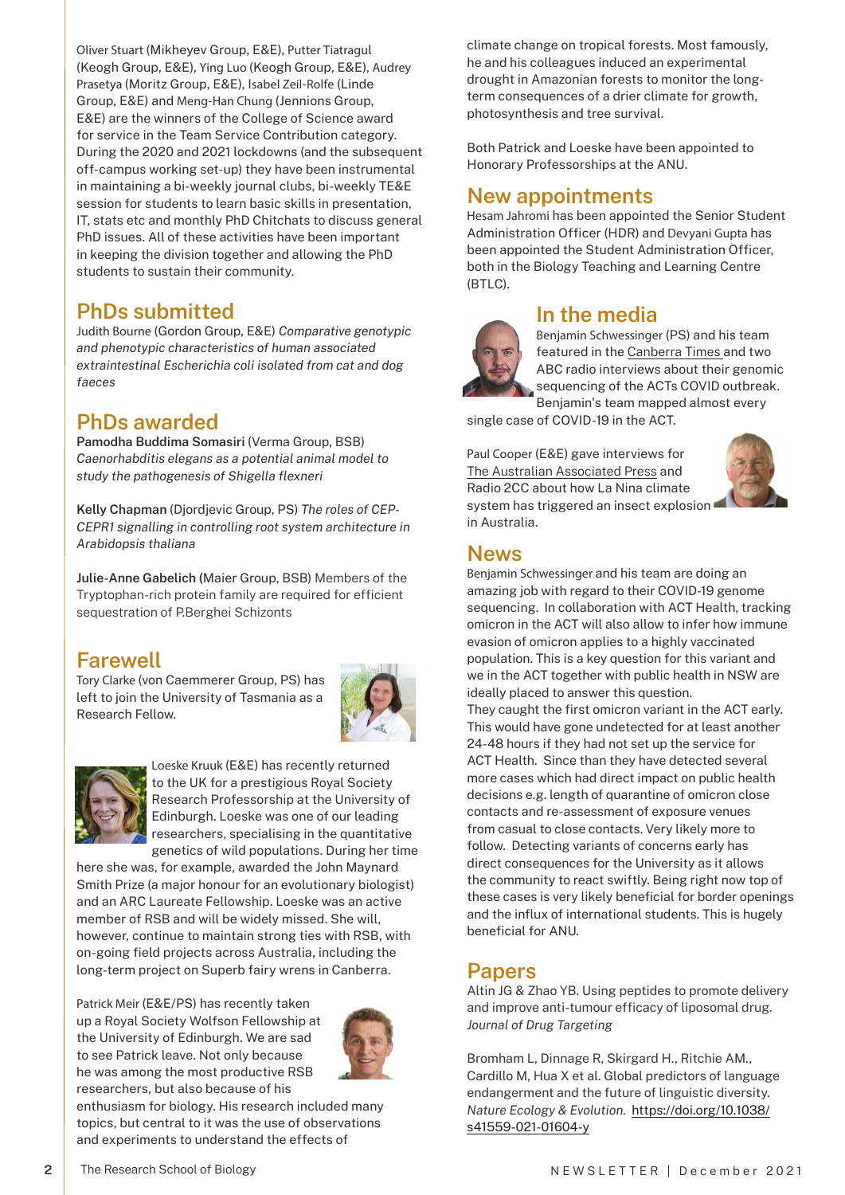Oliver Stuart (Mikheyev Group, E&E), Putter Tiatragul (Keogh Group, E&E), Ying Luo (Keogh Group, E&E), Audrey Prasetya (Moritz Group, E&E), Isabel Zeil-Rolfe (Linde Group, E&E) and Meng-Han Chung (Jennions Group, E&E) are the winners of the College of Science award for service in the Team Service Contribution category. During the 2020 and 2021 lockdowns (and the subsequent off-campus working set-up) they have been instrumental in maintaining a bi-weekly journal clubs, bi-weekly TE&E session for students to learn basic skills in presentation, IT, stats etc and monthly PhD Chitchats to discuss general PhD issues. All of these activities have been important in keeping the division together and allowing the PhD students to sustain their community.

## PhDs submitted

Judith Bourne (Gordon Group, E&E) *Comparative genotypic and phenotypic characteristics of human associated extraintestinal Escherichia coli isolated from cat and dog faeces*

## PhDs awarded

**Pamodha Buddima Somasiri** (Verma Group, BSB) *Caenorhabditis elegans as a potential animal model to study the pathogenesis of Shigella flexneri*

**Kelly Chapman** (Djordjevic Group, PS) *The roles of CEP-CEPR1 signalling in controlling root system architecture in Arabidopsis thaliana*

**Julie-Anne Gabelich (**Maier Group, BSB) Members of the Tryptophan-rich protein family are required for efficient sequestration of P.Berghei Schizonts

## Farewell

Tory Clarke (von Caemmerer Group, PS) has left to join the University of Tasmania as a Research Fellow.

Loeske Kruuk (E&E) has recently returned to the UK for a prestigious Royal Society Research Professorship at the University of Edinburgh. Loeske was one of our leading researchers, specialising in the quantitative genetics of wild populations. During her time here she was, for example, awarded the John Maynard Smith Prize (a major honour for an evolutionary biologist) and an ARC Laureate Fellowship. Loeske was an active member of RSB and will be widely missed. She will, however, continue to maintain strong ties with RSB, with on-going field projects across Australia, including the long-term project on Superb fairy wrens in Canberra.

Patrick Meir (E&E/PS) has recently taken up a Royal Society Wolfson Fellowship at the University of Edinburgh. We are sad to see Patrick leave. Not only because he was among the most productive RSB researchers, but also because of his enthusiasm for biology. His research included many topics, but central to it was the use of observations and experiments to understand the effects of climate change on tropical forests. Most famously, he and his colleagues induced an experimental drought in Amazonian forests to monitor the long-term consequences of a drier climate for growth, photosynthesis and tree survival.

Both Patrick and Loeske have been appointed to Honorary Professorships at the ANU.

## New appointments

Hesam Jahromi has been appointed the Senior Student Administration Officer (HDR) and Devyani Gupta has been appointed the Student Administration Officer, both in the Biology Teaching and Learning Centre (BTLC).

## In the media

Benjamin Schwessinger (PS) and his team featured in the Canberra Times and two ABC radio interviews about their genomic sequencing of the ACTs COVID outbreak. Benjamin's team mapped almost every single case of COVID-19 in the ACT.

Paul Cooper (E&E) gave interviews for The Australian Associated Press and Radio 2CC about how La Nina climate system has triggered an insect explosion in Australia.

## News

Benjamin Schwessinger and his team are doing an amazing job with regard to their COVID-19 genome sequencing. In collaboration with ACT Health, tracking omicron in the ACT will also allow to infer how immune evasion of omicron applies to a highly vaccinated population. This is a key question for this variant and we in the ACT together with public health in NSW are ideally placed to answer this question.
They caught the first omicron variant in the ACT early. This would have gone undetected for at least another 24-48 hours if they had not set up the service for ACT Health. Since than they have detected several more cases which had direct impact on public health decisions e.g. length of quarantine of omicron close contacts and re-assessment of exposure venues from casual to close contacts. Very likely more to follow. Detecting variants of concerns early has direct consequences for the University as it allows the community to react swiftly. Being right now top of these cases is very likely beneficial for border openings and the influx of international students. This is hugely beneficial for ANU.

## Papers

Altin JG & Zhao YB. Using peptides to promote delivery and improve anti-tumour efficacy of liposomal drug. *Journal of Drug Targeting*

Bromham L, Dinnage R, Skirgard H., Ritchie AM., Cardillo M, Hua X et al. Global predictors of language endangerment and the future of linguistic diversity. *Nature Ecology & Evolution.* https://doi.org/10.1038/s41559-021-01604-y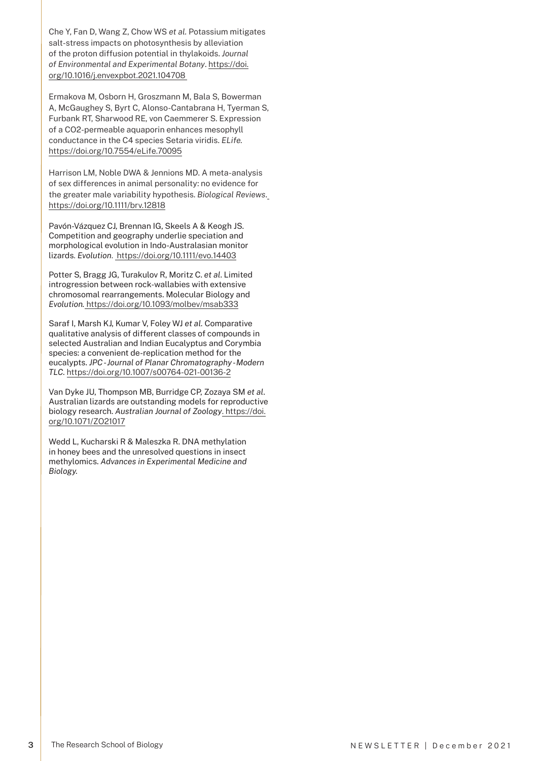Che Y, Fan D, Wang Z, Chow WS *et al.* Potassium mitigates salt-stress impacts on photosynthesis by alleviation of the proton diffusion potential in thylakoids. *Journal of Environmental and Experimental Botany*. https://doi.org/10.1016/j.envexpbot.2021.104708

Ermakova M, Osborn H, Groszmann M, Bala S, Bowerman A, McGaughey S, Byrt C, Alonso-Cantabrana H, Tyerman S, Furbank RT, Sharwood RE, von Caemmerer S. Expression of a CO2-permeable aquaporin enhances mesophyll conductance in the C4 species Setaria viridis. *ELife*. https://doi.org/10.7554/eLife.70095

Harrison LM, Noble DWA & Jennions MD. A meta-analysis of sex differences in animal personality: no evidence for the greater male variability hypothesis. *Biological Reviews*. https://doi.org/10.1111/brv.12818

Pavón-Vázquez CJ, Brennan IG, Skeels A & Keogh JS. Competition and geography underlie speciation and morphological evolution in Indo-Australasian monitor lizards. *Evolution*. https://doi.org/10.1111/evo.14403

Potter S, Bragg JG, Turakulov R, Moritz C. *et al*. Limited introgression between rock-wallabies with extensive chromosomal rearrangements. Molecular Biology and *Evolution*. https://doi.org/10.1093/molbev/msab333

Saraf I, Marsh KJ, Kumar V, Foley WJ *et al.* Comparative qualitative analysis of different classes of compounds in selected Australian and Indian Eucalyptus and Corymbia species: a convenient de-replication method for the eucalypts. *JPC - Journal of Planar Chromatography - Modern TLC*. https://doi.org/10.1007/s00764-021-00136-2

Van Dyke JU, Thompson MB, Burridge CP, Zozaya SM *et al*. Australian lizards are outstanding models for reproductive biology research. *Australian Journal of Zoology*. https://doi.org/10.1071/ZO21017

Wedd L, Kucharski R & Maleszka R. DNA methylation in honey bees and the unresolved questions in insect methylomics. *Advances in Experimental Medicine and Biology.*